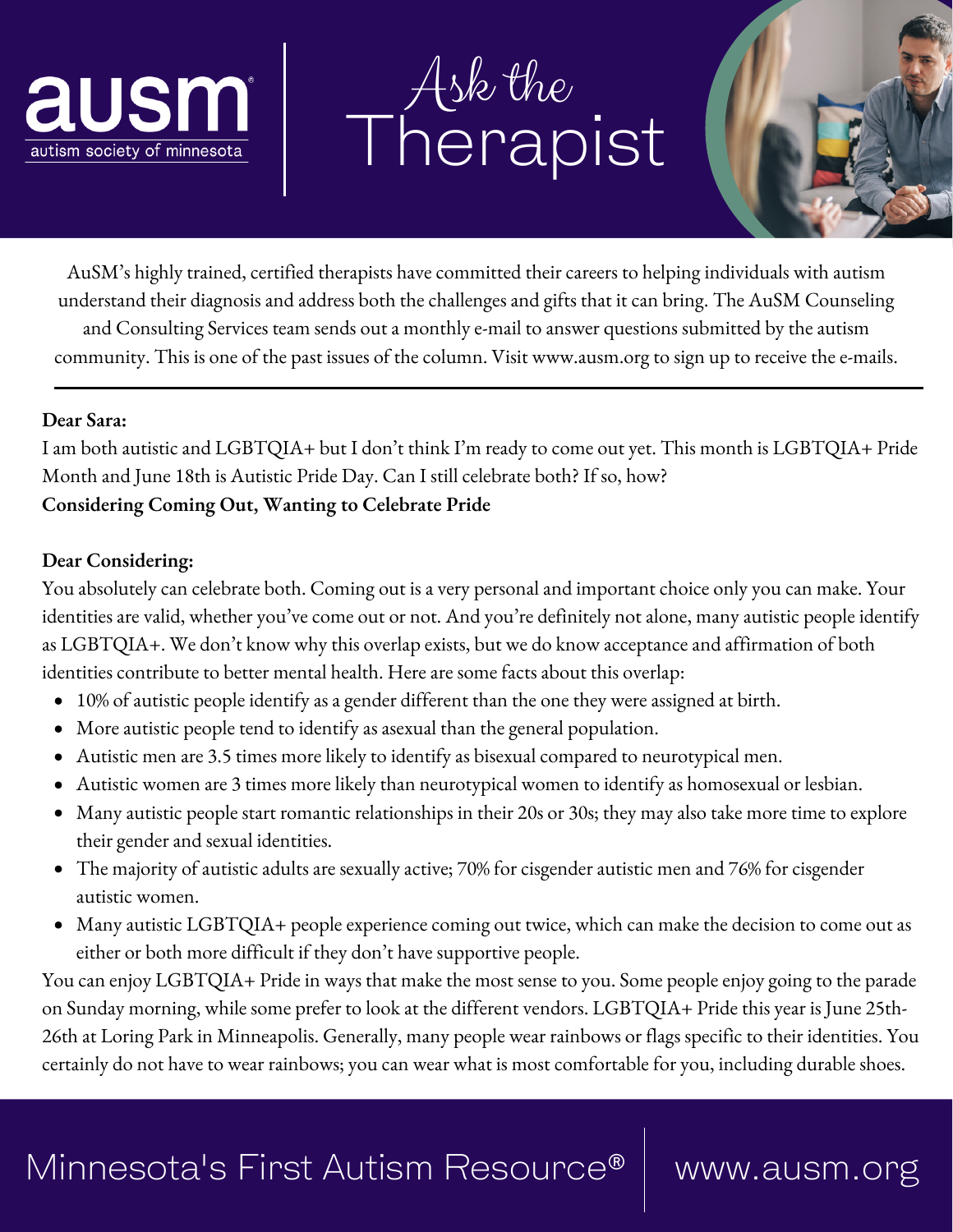# Ask the Therapist

AuSM's highly trained, certified therapists have committed their careers to helping individuals with autism understand their diagnosis and address both the challenges and gifts that it can bring. The AuSM Counseling and Consulting Services team sends out a monthly e-mail to answer questions submitted by the autism community. This is one of the past issues of the column. Visit www.ausm.org to sign up to receive the e-mails.

---

**Dear Sara:**

I am both autistic and LGBTQIA+ but I don't think I'm ready to come out yet. This month is LGBTQIA+ Pride Month and June 18th is Autistic Pride Day. Can I still celebrate both? If so, how?

**Considering Coming Out, Wanting to Celebrate Pride**

**Dear Considering:**

You absolutely can celebrate both. Coming out is a very personal and important choice only you can make. Your identities are valid, whether you've come out or not. And you're definitely not alone, many autistic people identify as LGBTQIA+. We don't know why this overlap exists, but we do know acceptance and affirmation of both identities contribute to better mental health. Here are some facts about this overlap:

- 10% of autistic people identify as a gender different than the one they were assigned at birth.
- More autistic people tend to identify as asexual than the general population.
- Autistic men are 3.5 times more likely to identify as bisexual compared to neurotypical men.
- Autistic women are 3 times more likely than neurotypical women to identify as homosexual or lesbian.
- Many autistic people start romantic relationships in their 20s or 30s; they may also take more time to explore their gender and sexual identities.
- The majority of autistic adults are sexually active; 70% for cisgender autistic men and 76% for cisgender autistic women.
- Many autistic LGBTQIA+ people experience coming out twice, which can make the decision to come out as either or both more difficult if they don't have supportive people.

You can enjoy LGBTQIA+ Pride in ways that make the most sense to you. Some people enjoy going to the parade on Sunday morning, while some prefer to look at the different vendors. LGBTQIA+ Pride this year is June 25th-26th at Loring Park in Minneapolis. Generally, many people wear rainbows or flags specific to their identities. You certainly do not have to wear rainbows; you can wear what is most comfortable for you, including durable shoes.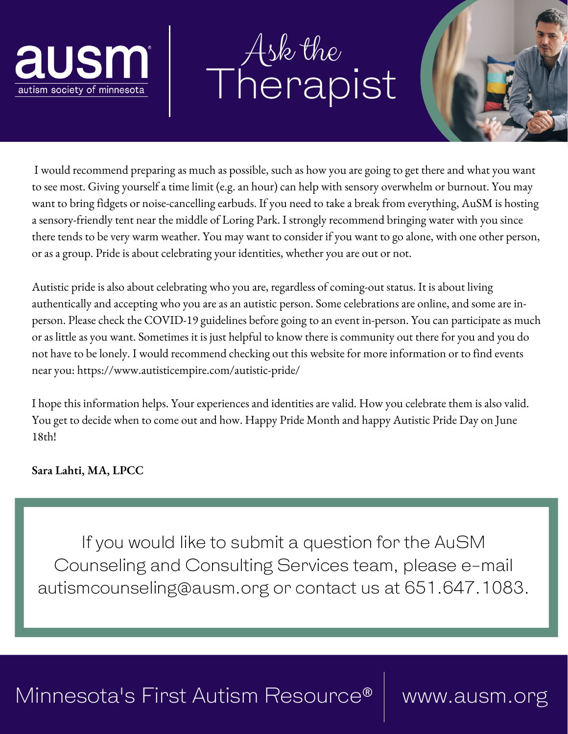# Ask the Therapist

I would recommend preparing as much as possible, such as how you are going to get there and what you want to see most. Giving yourself a time limit (e.g. an hour) can help with sensory overwhelm or burnout. You may want to bring fidgets or noise-cancelling earbuds. If you need to take a break from everything, AuSM is hosting a sensory-friendly tent near the middle of Loring Park. I strongly recommend bringing water with you since there tends to be very warm weather. You may want to consider if you want to go alone, with one other person, or as a group. Pride is about celebrating your identities, whether you are out or not.

Autistic pride is also about celebrating who you are, regardless of coming-out status. It is about living authentically and accepting who you are as an autistic person. Some celebrations are online, and some are in-person. Please check the COVID-19 guidelines before going to an event in-person. You can participate as much or as little as you want. Sometimes it is just helpful to know there is community out there for you and you do not have to be lonely. I would recommend checking out this website for more information or to find events near you: https://www.autisticempire.com/autistic-pride/

I hope this information helps. Your experiences and identities are valid. How you celebrate them is also valid. You get to decide when to come out and how. Happy Pride Month and happy Autistic Pride Day on June 18th!

**Sara Lahti, MA, LPCC**

If you would like to submit a question for the AuSM Counseling and Consulting Services team, please e-mail autismcounseling@ausm.org or contact us at 651.647.1083.

Minnesota's First Autism Resource® | www.ausm.org